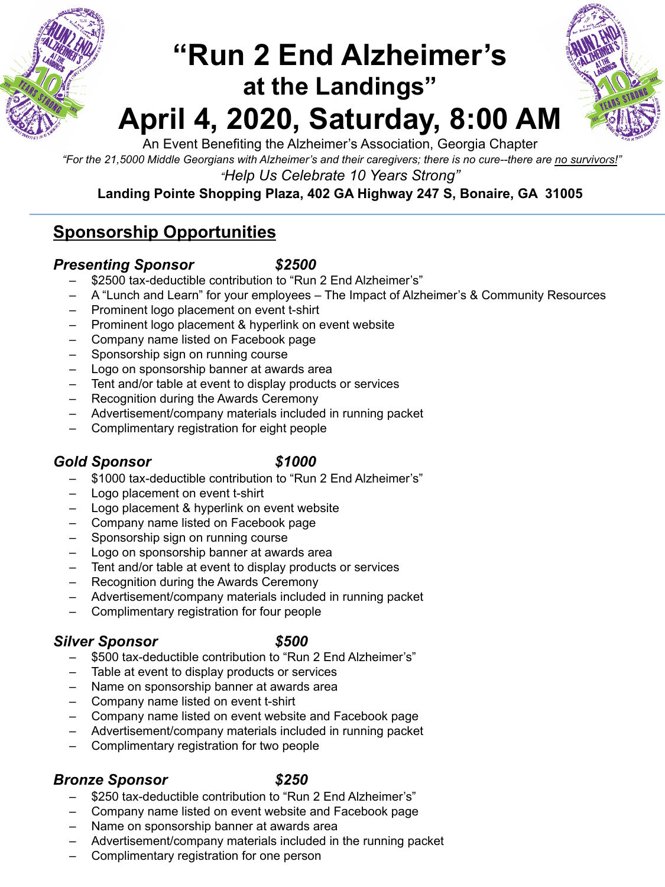# "Run 2 End Alzheimer's
## at the Landings"
# April 4, 2020, Saturday, 8:00 AM

An Event Benefiting the Alzheimer's Association, Georgia Chapter

*"For the 21,5000 Middle Georgians with Alzheimer's and their caregivers; there is no cure--there are no survivors!"*

*"Help Us Celebrate 10 Years Strong"*

**Landing Pointe Shopping Plaza, 402 GA Highway 247 S, Bonaire, GA 31005**

---

## Sponsorship Opportunities

### *Presenting Sponsor $2500*

- $2500 tax-deductible contribution to "Run 2 End Alzheimer's"
- A "Lunch and Learn" for your employees – The Impact of Alzheimer's & Community Resources
- Prominent logo placement on event t-shirt
- Prominent logo placement & hyperlink on event website
- Company name listed on Facebook page
- Sponsorship sign on running course
- Logo on sponsorship banner at awards area
- Tent and/or table at event to display products or services
- Recognition during the Awards Ceremony
- Advertisement/company materials included in running packet
- Complimentary registration for eight people

### *Gold Sponsor $1000*

- $1000 tax-deductible contribution to "Run 2 End Alzheimer's"
- Logo placement on event t-shirt
- Logo placement & hyperlink on event website
- Company name listed on Facebook page
- Sponsorship sign on running course
- Logo on sponsorship banner at awards area
- Tent and/or table at event to display products or services
- Recognition during the Awards Ceremony
- Advertisement/company materials included in running packet
- Complimentary registration for four people

### *Silver Sponsor $500*

- $500 tax-deductible contribution to "Run 2 End Alzheimer's"
- Table at event to display products or services
- Name on sponsorship banner at awards area
- Company name listed on event t-shirt
- Company name listed on event website and Facebook page
- Advertisement/company materials included in running packet
- Complimentary registration for two people

### *Bronze Sponsor $250*

- $250 tax-deductible contribution to "Run 2 End Alzheimer's"
- Company name listed on event website and Facebook page
- Name on sponsorship banner at awards area
- Advertisement/company materials included in the running packet
- Complimentary registration for one person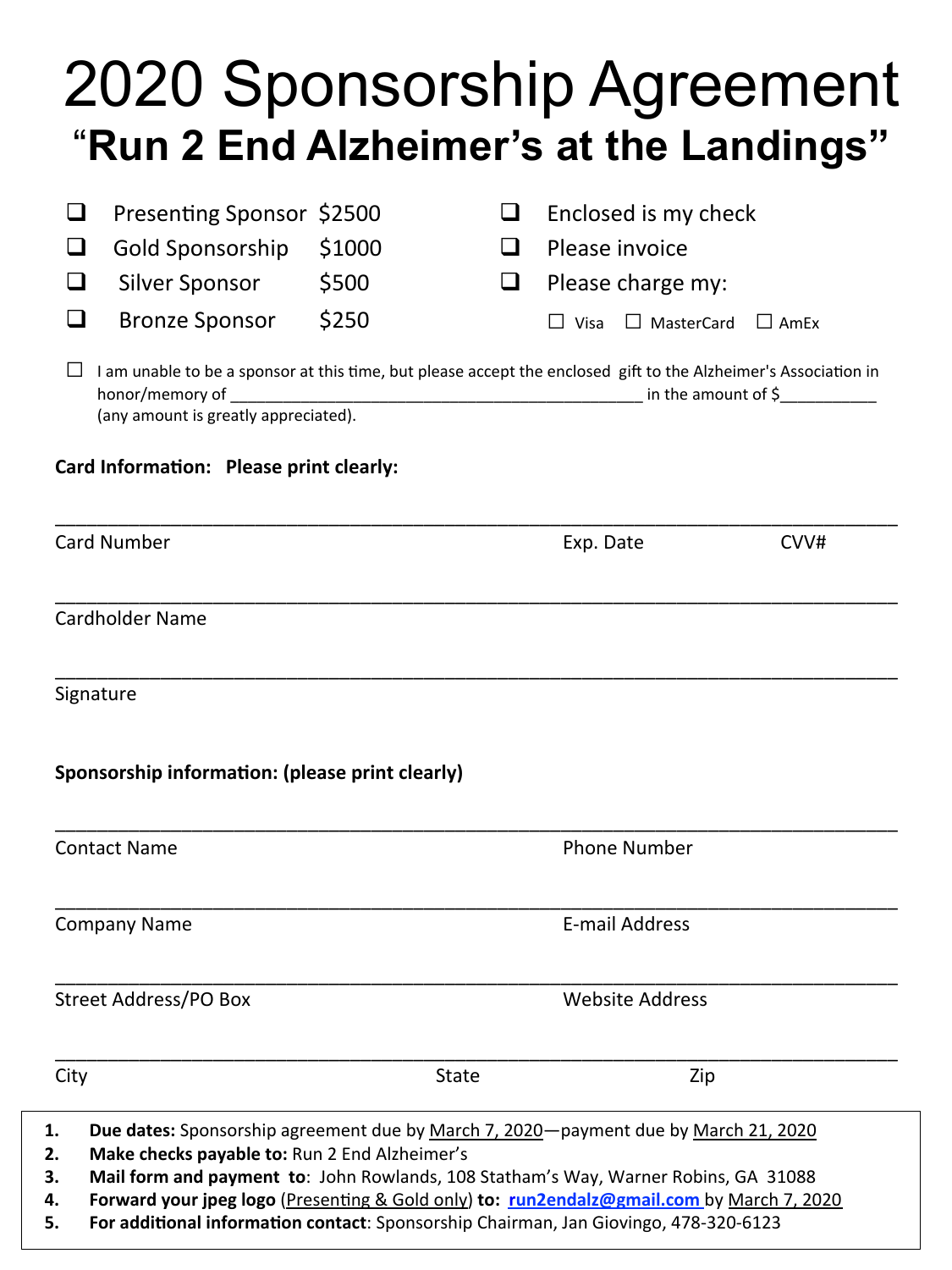# 2020 Sponsorship Agreement

## "Run 2 End Alzheimer's at the Landings"

- ❑ Presenting Sponsor $2500
- ❑ Gold Sponsorship $1000
- ❑ Silver Sponsor $500
- ❑ Bronze Sponsor $250

- ❑ Enclosed is my check
- ❑ Please invoice
- ❑ Please charge my:
  - ☐ Visa ☐ MasterCard ☐ AmEx

☐ I am unable to be a sponsor at this time, but please accept the enclosed gift to the Alzheimer's Association in honor/memory of ______________________________________________ in the amount of $__________ (any amount is greatly appreciated).

**Card Information: Please print clearly:**

______________________________________________________________________________

Card Number Exp. Date CVV#

______________________________________________________________________________

Cardholder Name

______________________________________________________________________________

Signature

**Sponsorship information: (please print clearly)**

______________________________________________________________________________

Contact Name Phone Number

______________________________________________________________________________

Company Name E-mail Address

______________________________________________________________________________

Street Address/PO Box Website Address

______________________________________________________________________________

City State Zip

1. **Due dates:** Sponsorship agreement due by March 7, 2020—payment due by March 21, 2020
2. **Make checks payable to:** Run 2 End Alzheimer's
3. **Mail form and payment to**: John Rowlands, 108 Statham's Way, Warner Robins, GA 31088
4. **Forward your jpeg logo** (Presenting & Gold only) **to: run2endalz@gmail.com** by March 7, 2020
5. **For additional information contact**: Sponsorship Chairman, Jan Giovingo, 478-320-6123